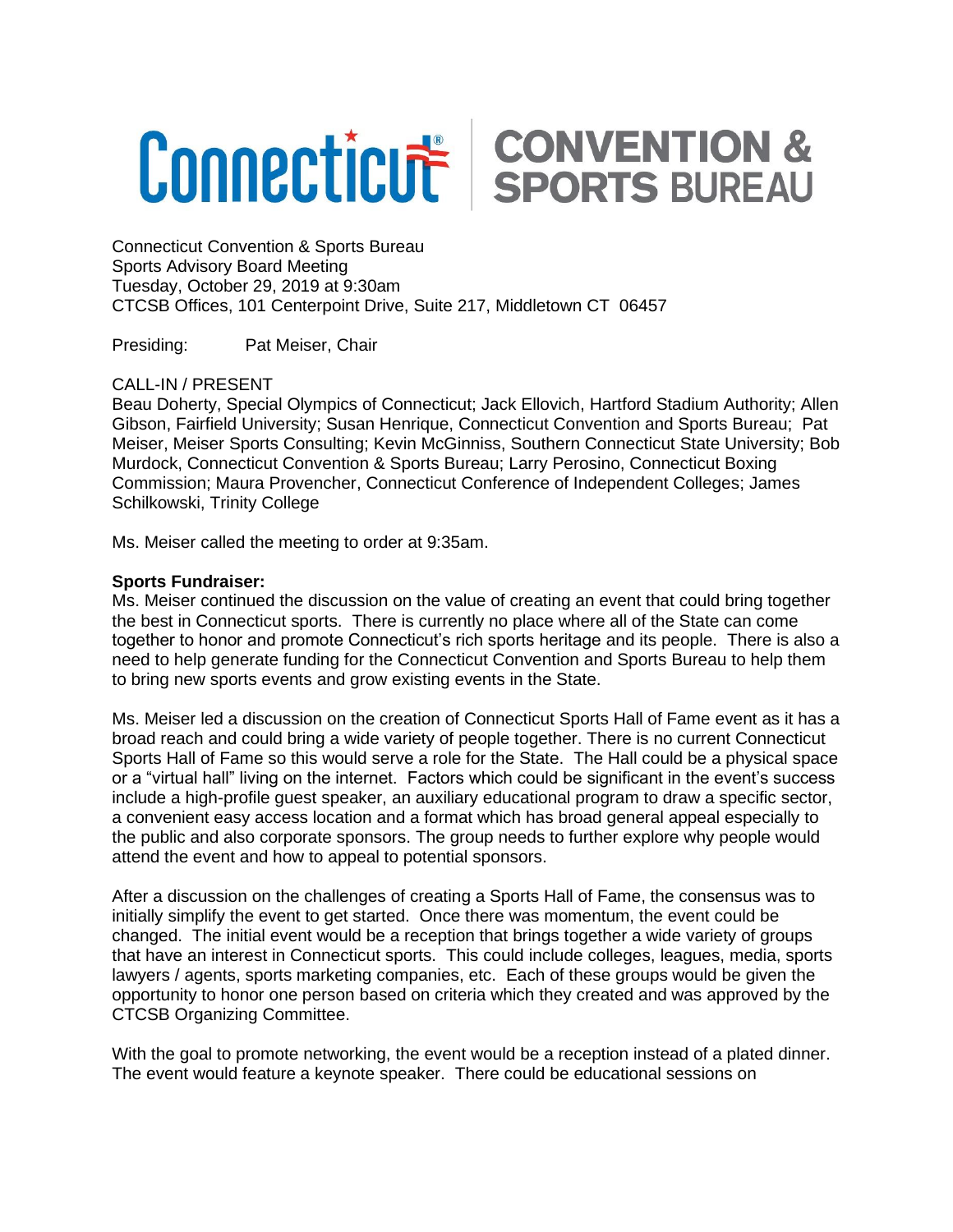# Connecticut® | CONVENTION & SPORTS BUREAU

Connecticut Convention & Sports Bureau
Sports Advisory Board Meeting
Tuesday, October 29, 2019 at 9:30am
CTCSB Offices, 101 Centerpoint Drive, Suite 217, Middletown CT 06457

Presiding: Pat Meiser, Chair

CALL-IN / PRESENT
Beau Doherty, Special Olympics of Connecticut; Jack Ellovich, Hartford Stadium Authority; Allen Gibson, Fairfield University; Susan Henrique, Connecticut Convention and Sports Bureau; Pat Meiser, Meiser Sports Consulting; Kevin McGinniss, Southern Connecticut State University; Bob Murdock, Connecticut Convention & Sports Bureau; Larry Perosino, Connecticut Boxing Commission; Maura Provencher, Connecticut Conference of Independent Colleges; James Schilkowski, Trinity College

Ms. Meiser called the meeting to order at 9:35am.

**Sports Fundraiser:**
Ms. Meiser continued the discussion on the value of creating an event that could bring together the best in Connecticut sports. There is currently no place where all of the State can come together to honor and promote Connecticut's rich sports heritage and its people. There is also a need to help generate funding for the Connecticut Convention and Sports Bureau to help them to bring new sports events and grow existing events in the State.

Ms. Meiser led a discussion on the creation of Connecticut Sports Hall of Fame event as it has a broad reach and could bring a wide variety of people together. There is no current Connecticut Sports Hall of Fame so this would serve a role for the State. The Hall could be a physical space or a "virtual hall" living on the internet. Factors which could be significant in the event's success include a high-profile guest speaker, an auxiliary educational program to draw a specific sector, a convenient easy access location and a format which has broad general appeal especially to the public and also corporate sponsors. The group needs to further explore why people would attend the event and how to appeal to potential sponsors.

After a discussion on the challenges of creating a Sports Hall of Fame, the consensus was to initially simplify the event to get started. Once there was momentum, the event could be changed. The initial event would be a reception that brings together a wide variety of groups that have an interest in Connecticut sports. This could include colleges, leagues, media, sports lawyers / agents, sports marketing companies, etc. Each of these groups would be given the opportunity to honor one person based on criteria which they created and was approved by the CTCSB Organizing Committee.

With the goal to promote networking, the event would be a reception instead of a plated dinner. The event would feature a keynote speaker. There could be educational sessions on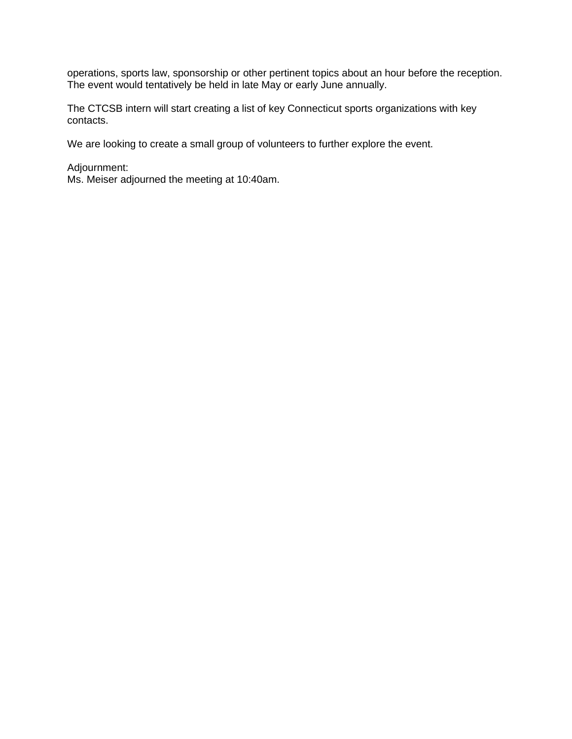operations, sports law, sponsorship or other pertinent topics about an hour before the reception. The event would tentatively be held in late May or early June annually.

The CTCSB intern will start creating a list of key Connecticut sports organizations with key contacts.

We are looking to create a small group of volunteers to further explore the event.

Adjournment:
Ms. Meiser adjourned the meeting at 10:40am.